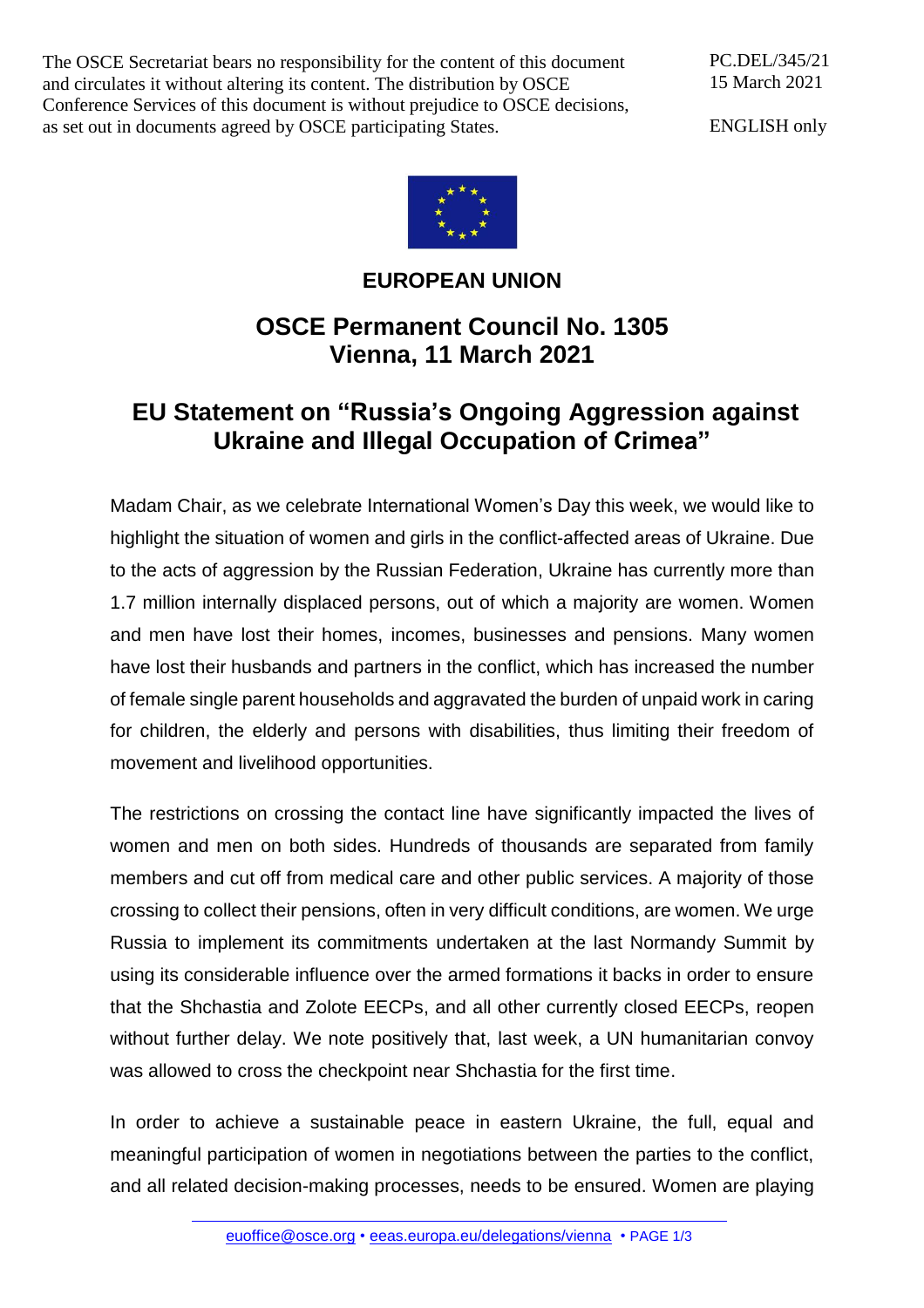The OSCE Secretariat bears no responsibility for the content of this document and circulates it without altering its content. The distribution by OSCE Conference Services of this document is without prejudice to OSCE decisions, as set out in documents agreed by OSCE participating States.

PC.DEL/345/21
15 March 2021

ENGLISH only

**EUROPEAN UNION**

# OSCE Permanent Council No. 1305
# Vienna, 11 March 2021

## EU Statement on "Russia's Ongoing Aggression against Ukraine and Illegal Occupation of Crimea"

Madam Chair, as we celebrate International Women's Day this week, we would like to highlight the situation of women and girls in the conflict-affected areas of Ukraine. Due to the acts of aggression by the Russian Federation, Ukraine has currently more than 1.7 million internally displaced persons, out of which a majority are women. Women and men have lost their homes, incomes, businesses and pensions. Many women have lost their husbands and partners in the conflict, which has increased the number of female single parent households and aggravated the burden of unpaid work in caring for children, the elderly and persons with disabilities, thus limiting their freedom of movement and livelihood opportunities.

The restrictions on crossing the contact line have significantly impacted the lives of women and men on both sides. Hundreds of thousands are separated from family members and cut off from medical care and other public services. A majority of those crossing to collect their pensions, often in very difficult conditions, are women. We urge Russia to implement its commitments undertaken at the last Normandy Summit by using its considerable influence over the armed formations it backs in order to ensure that the Shchastia and Zolote EECPs, and all other currently closed EECPs, reopen without further delay. We note positively that, last week, a UN humanitarian convoy was allowed to cross the checkpoint near Shchastia for the first time.

In order to achieve a sustainable peace in eastern Ukraine, the full, equal and meaningful participation of women in negotiations between the parties to the conflict, and all related decision-making processes, needs to be ensured. Women are playing

euoffice@osce.org • eeas.europa.eu/delegations/vienna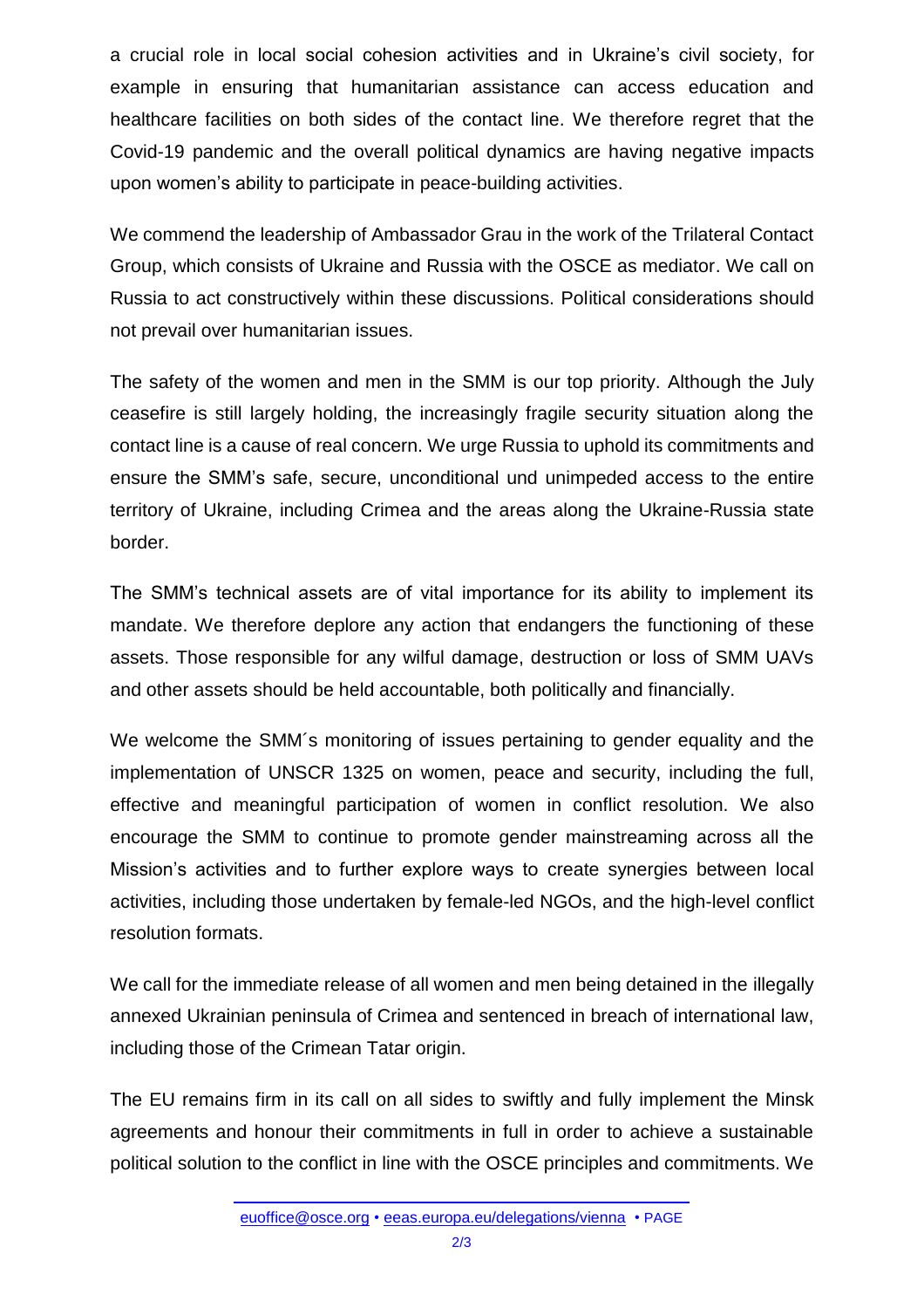a crucial role in local social cohesion activities and in Ukraine's civil society, for example in ensuring that humanitarian assistance can access education and healthcare facilities on both sides of the contact line. We therefore regret that the Covid-19 pandemic and the overall political dynamics are having negative impacts upon women's ability to participate in peace-building activities.

We commend the leadership of Ambassador Grau in the work of the Trilateral Contact Group, which consists of Ukraine and Russia with the OSCE as mediator. We call on Russia to act constructively within these discussions. Political considerations should not prevail over humanitarian issues.

The safety of the women and men in the SMM is our top priority. Although the July ceasefire is still largely holding, the increasingly fragile security situation along the contact line is a cause of real concern. We urge Russia to uphold its commitments and ensure the SMM's safe, secure, unconditional und unimpeded access to the entire territory of Ukraine, including Crimea and the areas along the Ukraine-Russia state border.

The SMM's technical assets are of vital importance for its ability to implement its mandate. We therefore deplore any action that endangers the functioning of these assets. Those responsible for any wilful damage, destruction or loss of SMM UAVs and other assets should be held accountable, both politically and financially.

We welcome the SMM´s monitoring of issues pertaining to gender equality and the implementation of UNSCR 1325 on women, peace and security, including the full, effective and meaningful participation of women in conflict resolution. We also encourage the SMM to continue to promote gender mainstreaming across all the Mission's activities and to further explore ways to create synergies between local activities, including those undertaken by female-led NGOs, and the high-level conflict resolution formats.

We call for the immediate release of all women and men being detained in the illegally annexed Ukrainian peninsula of Crimea and sentenced in breach of international law, including those of the Crimean Tatar origin.

The EU remains firm in its call on all sides to swiftly and fully implement the Minsk agreements and honour their commitments in full in order to achieve a sustainable political solution to the conflict in line with the OSCE principles and commitments. We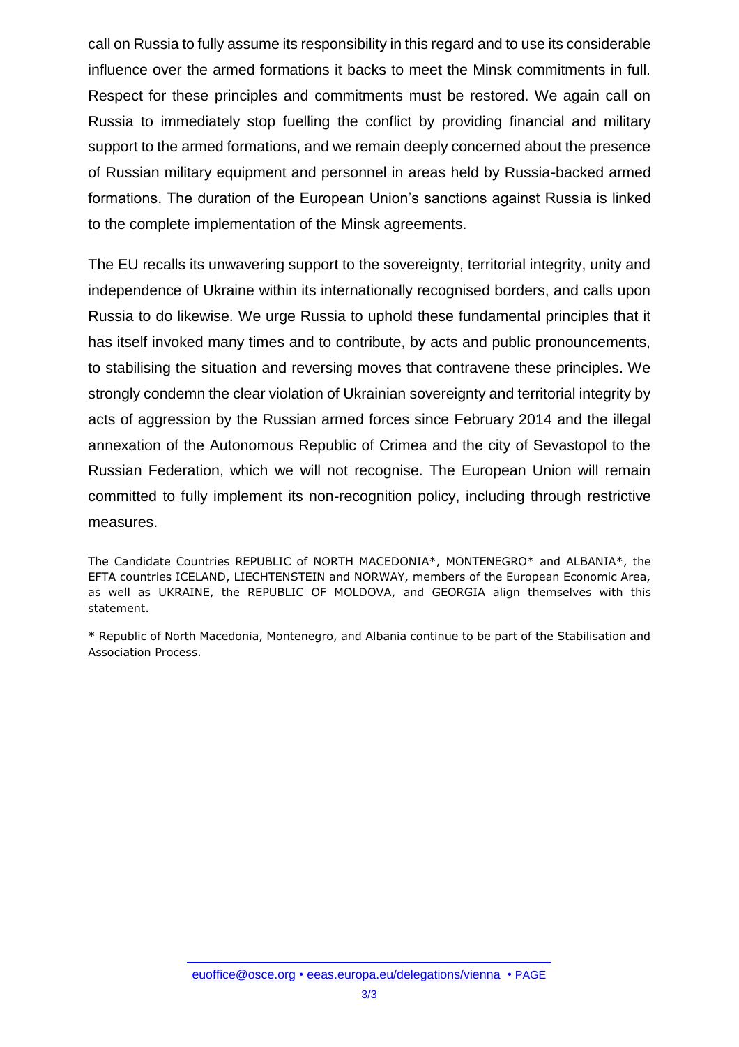call on Russia to fully assume its responsibility in this regard and to use its considerable influence over the armed formations it backs to meet the Minsk commitments in full. Respect for these principles and commitments must be restored. We again call on Russia to immediately stop fuelling the conflict by providing financial and military support to the armed formations, and we remain deeply concerned about the presence of Russian military equipment and personnel in areas held by Russia-backed armed formations. The duration of the European Union's sanctions against Russia is linked to the complete implementation of the Minsk agreements.

The EU recalls its unwavering support to the sovereignty, territorial integrity, unity and independence of Ukraine within its internationally recognised borders, and calls upon Russia to do likewise. We urge Russia to uphold these fundamental principles that it has itself invoked many times and to contribute, by acts and public pronouncements, to stabilising the situation and reversing moves that contravene these principles. We strongly condemn the clear violation of Ukrainian sovereignty and territorial integrity by acts of aggression by the Russian armed forces since February 2014 and the illegal annexation of the Autonomous Republic of Crimea and the city of Sevastopol to the Russian Federation, which we will not recognise. The European Union will remain committed to fully implement its non-recognition policy, including through restrictive measures.

The Candidate Countries REPUBLIC of NORTH MACEDONIA*, MONTENEGRO* and ALBANIA*, the EFTA countries ICELAND, LIECHTENSTEIN and NORWAY, members of the European Economic Area, as well as UKRAINE, the REPUBLIC OF MOLDOVA, and GEORGIA align themselves with this statement.

* Republic of North Macedonia, Montenegro, and Albania continue to be part of the Stabilisation and Association Process.